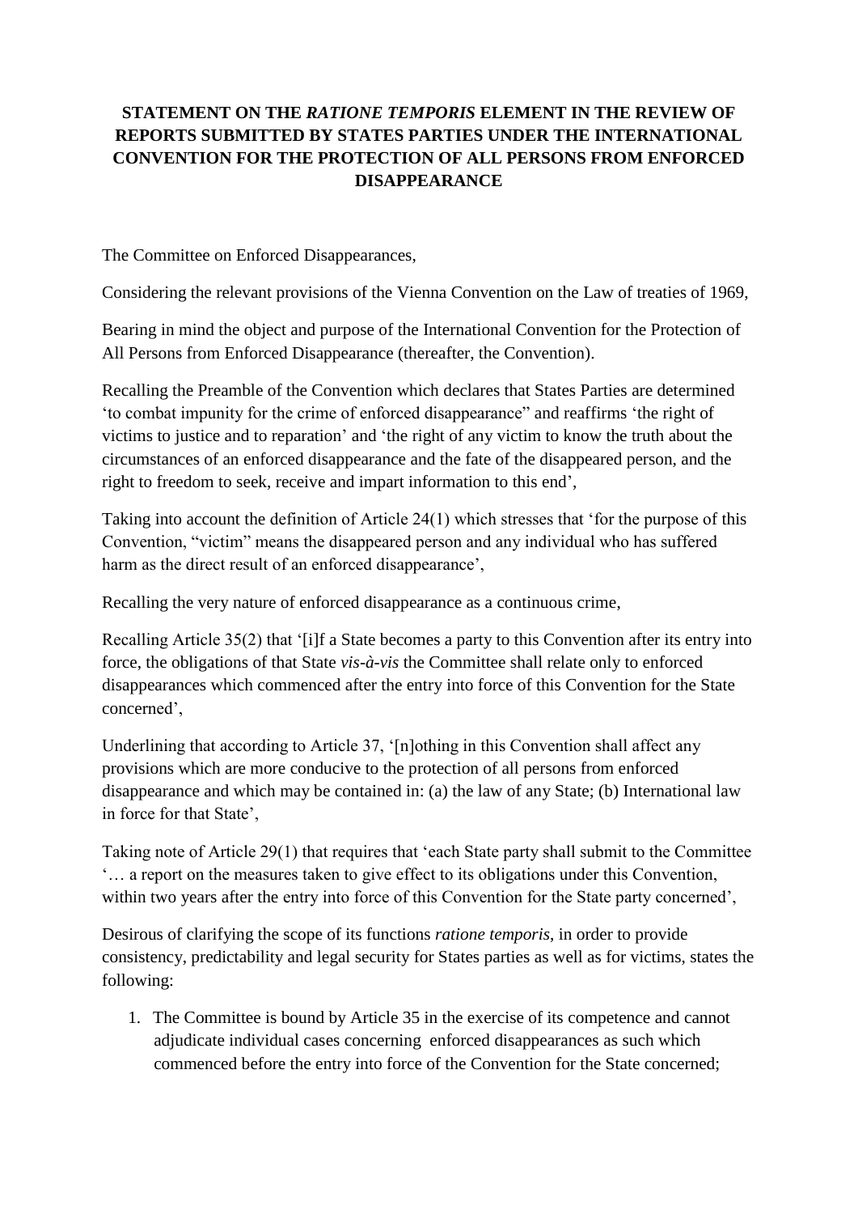**STATEMENT ON THE *RATIONE TEMPORIS* ELEMENT IN THE REVIEW OF REPORTS SUBMITTED BY STATES PARTIES UNDER THE INTERNATIONAL CONVENTION FOR THE PROTECTION OF ALL PERSONS FROM ENFORCED DISAPPEARANCE**

The Committee on Enforced Disappearances,

Considering the relevant provisions of the Vienna Convention on the Law of treaties of 1969,

Bearing in mind the object and purpose of the International Convention for the Protection of All Persons from Enforced Disappearance (thereafter, the Convention).

Recalling the Preamble of the Convention which declares that States Parties are determined 'to combat impunity for the crime of enforced disappearance" and reaffirms 'the right of victims to justice and to reparation' and 'the right of any victim to know the truth about the circumstances of an enforced disappearance and the fate of the disappeared person, and the right to freedom to seek, receive and impart information to this end',

Taking into account the definition of Article 24(1) which stresses that 'for the purpose of this Convention, "victim" means the disappeared person and any individual who has suffered harm as the direct result of an enforced disappearance',

Recalling the very nature of enforced disappearance as a continuous crime,

Recalling Article 35(2) that '[i]f a State becomes a party to this Convention after its entry into force, the obligations of that State *vis-à-vis* the Committee shall relate only to enforced disappearances which commenced after the entry into force of this Convention for the State concerned',

Underlining that according to Article 37, '[n]othing in this Convention shall affect any provisions which are more conducive to the protection of all persons from enforced disappearance and which may be contained in: (a) the law of any State; (b) International law in force for that State',

Taking note of Article 29(1) that requires that 'each State party shall submit to the Committee '… a report on the measures taken to give effect to its obligations under this Convention, within two years after the entry into force of this Convention for the State party concerned',

Desirous of clarifying the scope of its functions *ratione temporis*, in order to provide consistency, predictability and legal security for States parties as well as for victims, states the following:

1. The Committee is bound by Article 35 in the exercise of its competence and cannot adjudicate individual cases concerning enforced disappearances as such which commenced before the entry into force of the Convention for the State concerned;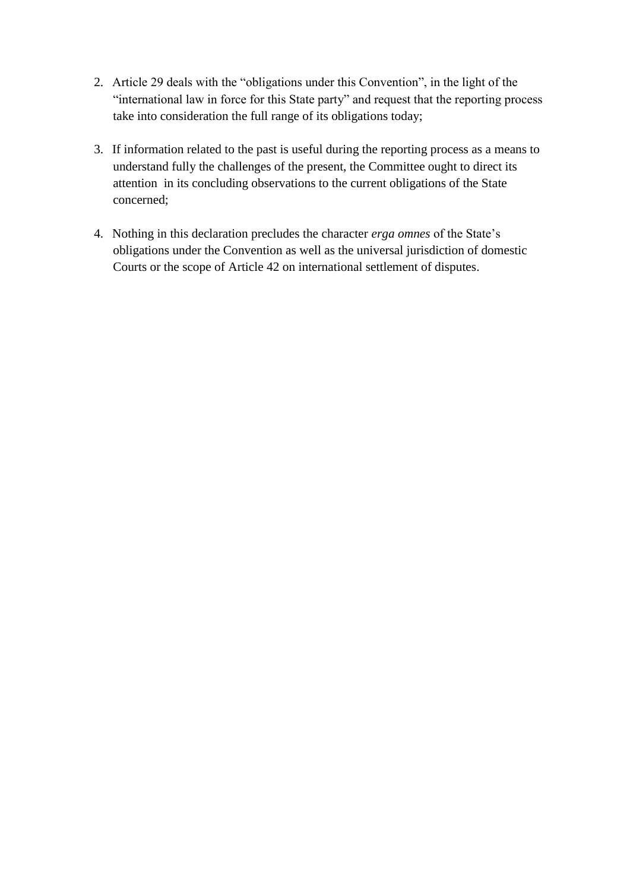2. Article 29 deals with the "obligations under this Convention", in the light of the "international law in force for this State party" and request that the reporting process take into consideration the full range of its obligations today;

3. If information related to the past is useful during the reporting process as a means to understand fully the challenges of the present, the Committee ought to direct its attention in its concluding observations to the current obligations of the State concerned;

4. Nothing in this declaration precludes the character *erga omnes* of the State's obligations under the Convention as well as the universal jurisdiction of domestic Courts or the scope of Article 42 on international settlement of disputes.